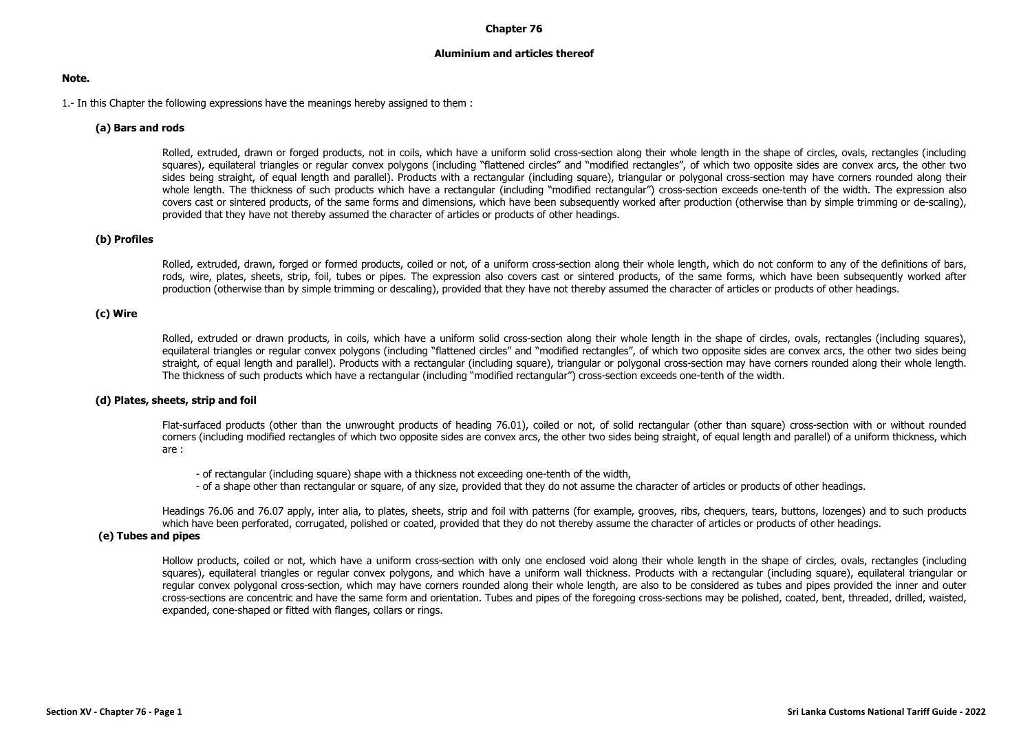# Chapter 76

## Aluminium and articles thereof

**Note.**

1.- In this Chapter the following expressions have the meanings hereby assigned to them :

**(a) Bars and rods**

Rolled, extruded, drawn or forged products, not in coils, which have a uniform solid cross-section along their whole length in the shape of circles, ovals, rectangles (including squares), equilateral triangles or regular convex polygons (including "flattened circles" and "modified rectangles", of which two opposite sides are convex arcs, the other two sides being straight, of equal length and parallel). Products with a rectangular (including square), triangular or polygonal cross-section may have corners rounded along their whole length. The thickness of such products which have a rectangular (including "modified rectangular") cross-section exceeds one-tenth of the width. The expression also covers cast or sintered products, of the same forms and dimensions, which have been subsequently worked after production (otherwise than by simple trimming or de-scaling), provided that they have not thereby assumed the character of articles or products of other headings.

**(b) Profiles**

Rolled, extruded, drawn, forged or formed products, coiled or not, of a uniform cross-section along their whole length, which do not conform to any of the definitions of bars, rods, wire, plates, sheets, strip, foil, tubes or pipes. The expression also covers cast or sintered products, of the same forms, which have been subsequently worked after production (otherwise than by simple trimming or descaling), provided that they have not thereby assumed the character of articles or products of other headings.

**(c) Wire**

Rolled, extruded or drawn products, in coils, which have a uniform solid cross-section along their whole length in the shape of circles, ovals, rectangles (including squares), equilateral triangles or regular convex polygons (including "flattened circles" and "modified rectangles", of which two opposite sides are convex arcs, the other two sides being straight, of equal length and parallel). Products with a rectangular (including square), triangular or polygonal cross-section may have corners rounded along their whole length. The thickness of such products which have a rectangular (including "modified rectangular") cross-section exceeds one-tenth of the width.

**(d) Plates, sheets, strip and foil**

Flat-surfaced products (other than the unwrought products of heading 76.01), coiled or not, of solid rectangular (other than square) cross-section with or without rounded corners (including modified rectangles of which two opposite sides are convex arcs, the other two sides being straight, of equal length and parallel) of a uniform thickness, which are :

- of rectangular (including square) shape with a thickness not exceeding one-tenth of the width,
- of a shape other than rectangular or square, of any size, provided that they do not assume the character of articles or products of other headings.

Headings 76.06 and 76.07 apply, inter alia, to plates, sheets, strip and foil with patterns (for example, grooves, ribs, chequers, tears, buttons, lozenges) and to such products which have been perforated, corrugated, polished or coated, provided that they do not thereby assume the character of articles or products of other headings.

**(e) Tubes and pipes**

Hollow products, coiled or not, which have a uniform cross-section with only one enclosed void along their whole length in the shape of circles, ovals, rectangles (including squares), equilateral triangles or regular convex polygons, and which have a uniform wall thickness. Products with a rectangular (including square), equilateral triangular or regular convex polygonal cross-section, which may have corners rounded along their whole length, are also to be considered as tubes and pipes provided the inner and outer cross-sections are concentric and have the same form and orientation. Tubes and pipes of the foregoing cross-sections may be polished, coated, bent, threaded, drilled, waisted, expanded, cone-shaped or fitted with flanges, collars or rings.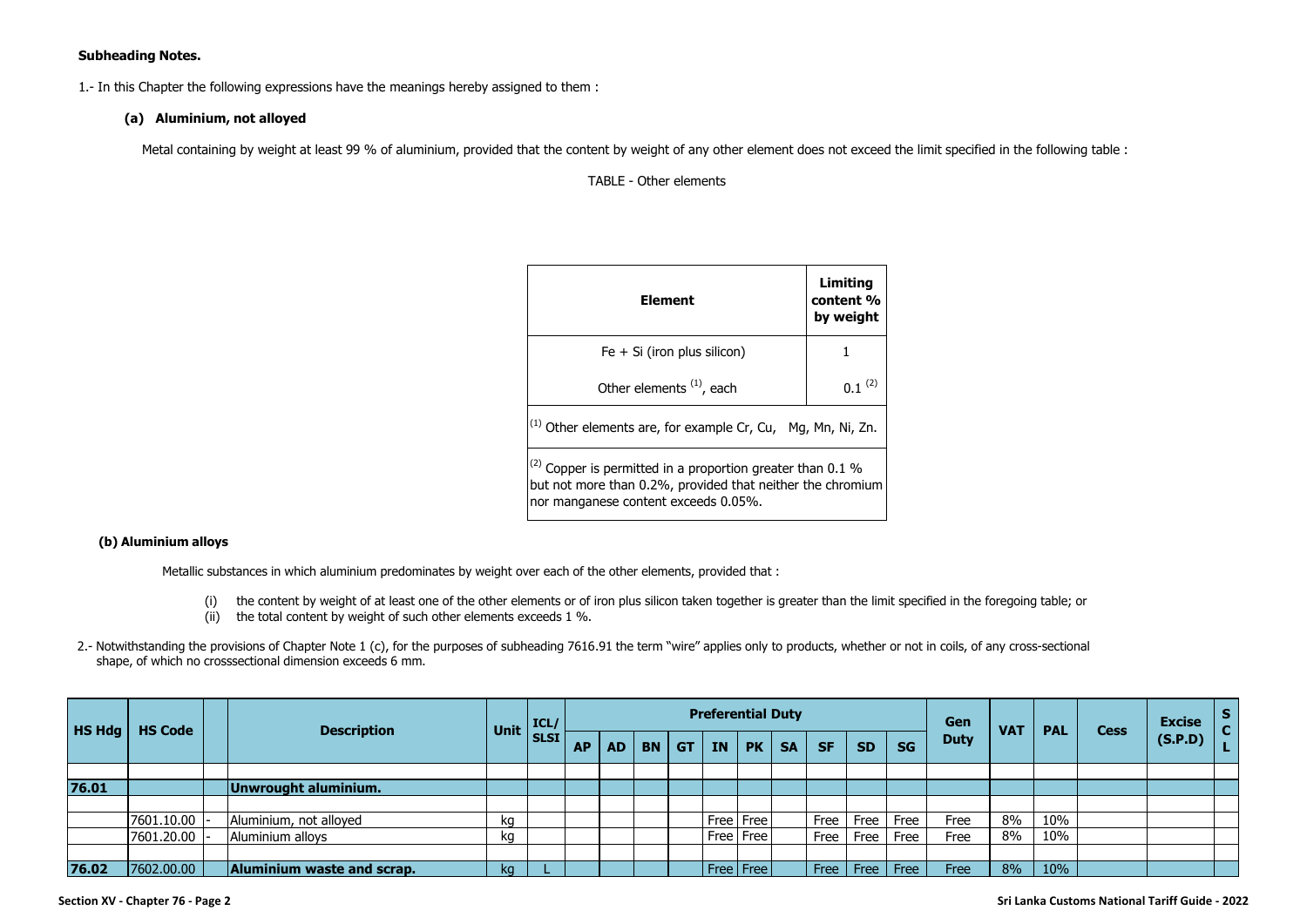**Subheading Notes.**

1.- In this Chapter the following expressions have the meanings hereby assigned to them :

**(a) Aluminium, not alloyed**

Metal containing by weight at least 99 % of aluminium, provided that the content by weight of any other element does not exceed the limit specified in the following table :

TABLE - Other elements

| Element | Limiting content % by weight |
|---|---|
| Fe + Si (iron plus silicon) | 1 |
| Other elements [1], each | 0.1 [2] |

[1] Other elements are, for example Cr, Cu, Mg, Mn, Ni, Zn.

[2] Copper is permitted in a proportion greater than 0.1 % but not more than 0.2%, provided that neither the chromium nor manganese content exceeds 0.05%.

**(b) Aluminium alloys**

Metallic substances in which aluminium predominates by weight over each of the other elements, provided that :

(i) the content by weight of at least one of the other elements or of iron plus silicon taken together is greater than the limit specified in the foregoing table; or
(ii) the total content by weight of such other elements exceeds 1 %.

2.- Notwithstanding the provisions of Chapter Note 1 (c), for the purposes of subheading 7616.91 the term "wire" applies only to products, whether or not in coils, of any cross-sectional shape, of which no crosssectional dimension exceeds 6 mm.

| HS Hdg | HS Code | | Description | Unit | ICL/ SLSI | Preferential Duty | | | | | | | | | | Gen Duty | VAT | PAL | Cess | Excise (S.P.D) | SCL |
|---|---|---|---|---|---|---|---|---|---|---|---|---|---|---|---|---|---|---|---|---|---|
| | | | | | | AP | AD | BN | GT | IN | PK | SA | SF | SD | SG | | | | | | |
| **76.01** | | | **Unwrought aluminium.** | | | | | | | | | | | | | | | | | | |
| | 7601.10.00 | - | Aluminium, not alloyed | kg | | | | | | Free | Free | | Free | Free | Free | Free | 8% | 10% | | | |
| | 7601.20.00 | - | Aluminium alloys | kg | | | | | | Free | Free | | Free | Free | Free | Free | 8% | 10% | | | |
| **76.02** | 7602.00.00 | | **Aluminium waste and scrap.** | kg | L | | | | | Free | Free | | Free | Free | Free | Free | 8% | 10% | | | |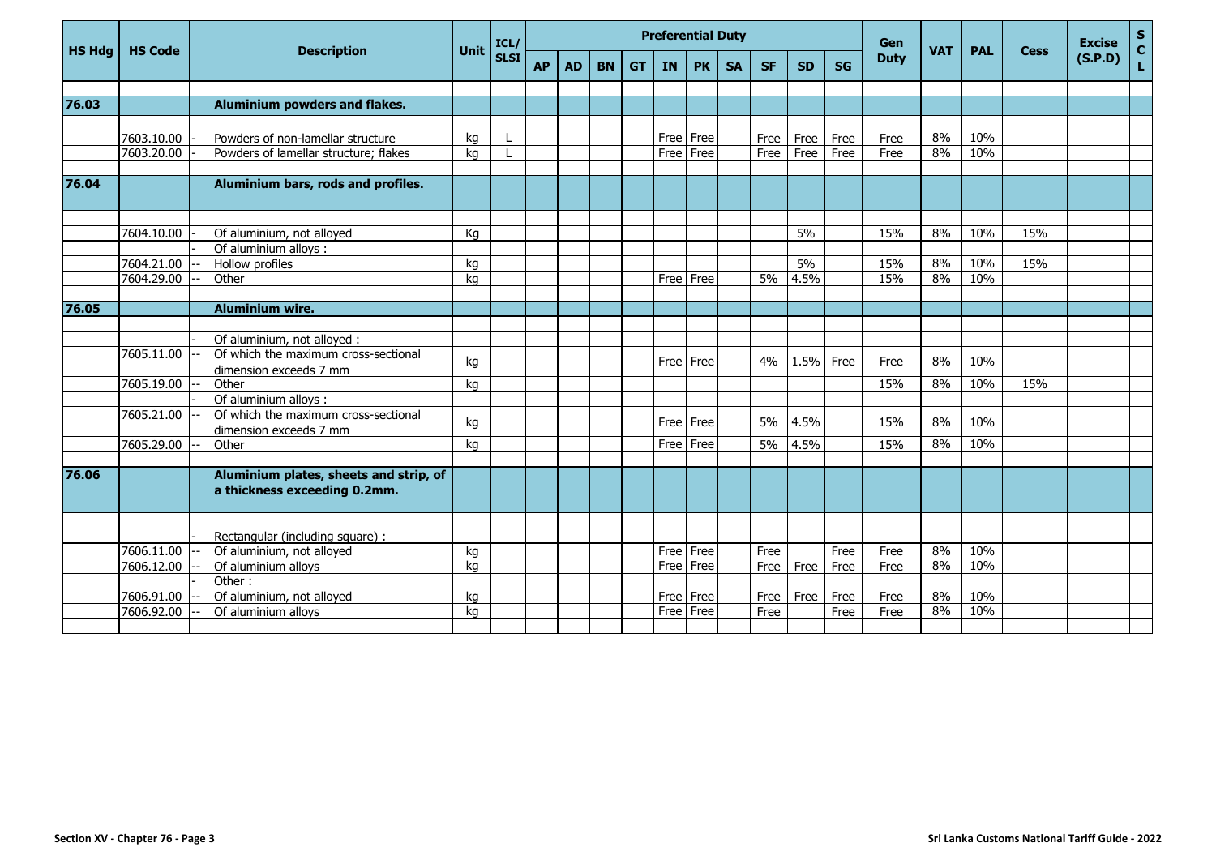| HS Hdg | HS Code | | Description | Unit | ICL/ SLSI | Preferential Duty | | | | | | | | | | Gen Duty | VAT | PAL | Cess | Excise (S.P.D) | SCL |
|---|---|---|---|---|---|---|---|---|---|---|---|---|---|---|---|---|---|---|---|---|---|
| | | | | | | AP | AD | BN | GT | IN | PK | SA | SF | SD | SG | | | | | | |
| 76.03 | | | **Aluminium powders and flakes.** | | | | | | | | | | | | | | | | | | |
| | 7603.10.00 | - | Powders of non-lamellar structure | kg | L | | | | | Free | Free | | Free | Free | Free | Free | 8% | 10% | | | |
| | 7603.20.00 | - | Powders of lamellar structure; flakes | kg | L | | | | | Free | Free | | Free | Free | Free | Free | 8% | 10% | | | |
| 76.04 | | | **Aluminium bars, rods and profiles.** | | | | | | | | | | | | | | | | | | |
| | 7604.10.00 | - | Of aluminium, not alloyed | Kg | | | | | | | | | | 5% | | 15% | 8% | 10% | 15% | | |
| | | - | Of aluminium alloys : | | | | | | | | | | | | | | | | | | |
| | 7604.21.00 | -- | Hollow profiles | kg | | | | | | | | | | 5% | | 15% | 8% | 10% | 15% | | |
| | 7604.29.00 | -- | Other | kg | | | | | | Free | Free | | 5% | 4.5% | | 15% | 8% | 10% | | | |
| 76.05 | | | **Aluminium wire.** | | | | | | | | | | | | | | | | | | |
| | | - | Of aluminium, not alloyed : | | | | | | | | | | | | | | | | | | |
| | 7605.11.00 | -- | Of which the maximum cross-sectional dimension exceeds 7 mm | kg | | | | | | Free | Free | | 4% | 1.5% | Free | Free | 8% | 10% | | | |
| | 7605.19.00 | -- | Other | kg | | | | | | | | | | | | 15% | 8% | 10% | 15% | | |
| | | - | Of aluminium alloys : | | | | | | | | | | | | | | | | | | |
| | 7605.21.00 | -- | Of which the maximum cross-sectional dimension exceeds 7 mm | kg | | | | | | Free | Free | | 5% | 4.5% | | 15% | 8% | 10% | | | |
| | 7605.29.00 | -- | Other | kg | | | | | | Free | Free | | 5% | 4.5% | | 15% | 8% | 10% | | | |
| 76.06 | | | **Aluminium plates, sheets and strip, of a thickness exceeding 0.2mm.** | | | | | | | | | | | | | | | | | | |
| | | - | Rectangular (including square) : | | | | | | | | | | | | | | | | | | |
| | 7606.11.00 | -- | Of aluminium, not alloyed | kg | | | | | | Free | Free | | Free | | Free | Free | 8% | 10% | | | |
| | 7606.12.00 | -- | Of aluminium alloys | kg | | | | | | Free | Free | | Free | Free | Free | Free | 8% | 10% | | | |
| | | - | Other : | | | | | | | | | | | | | | | | | | |
| | 7606.91.00 | -- | Of aluminium, not alloyed | kg | | | | | | Free | Free | | Free | Free | Free | Free | 8% | 10% | | | |
| | 7606.92.00 | -- | Of aluminium alloys | kg | | | | | | Free | Free | | Free | | Free | Free | 8% | 10% | | | |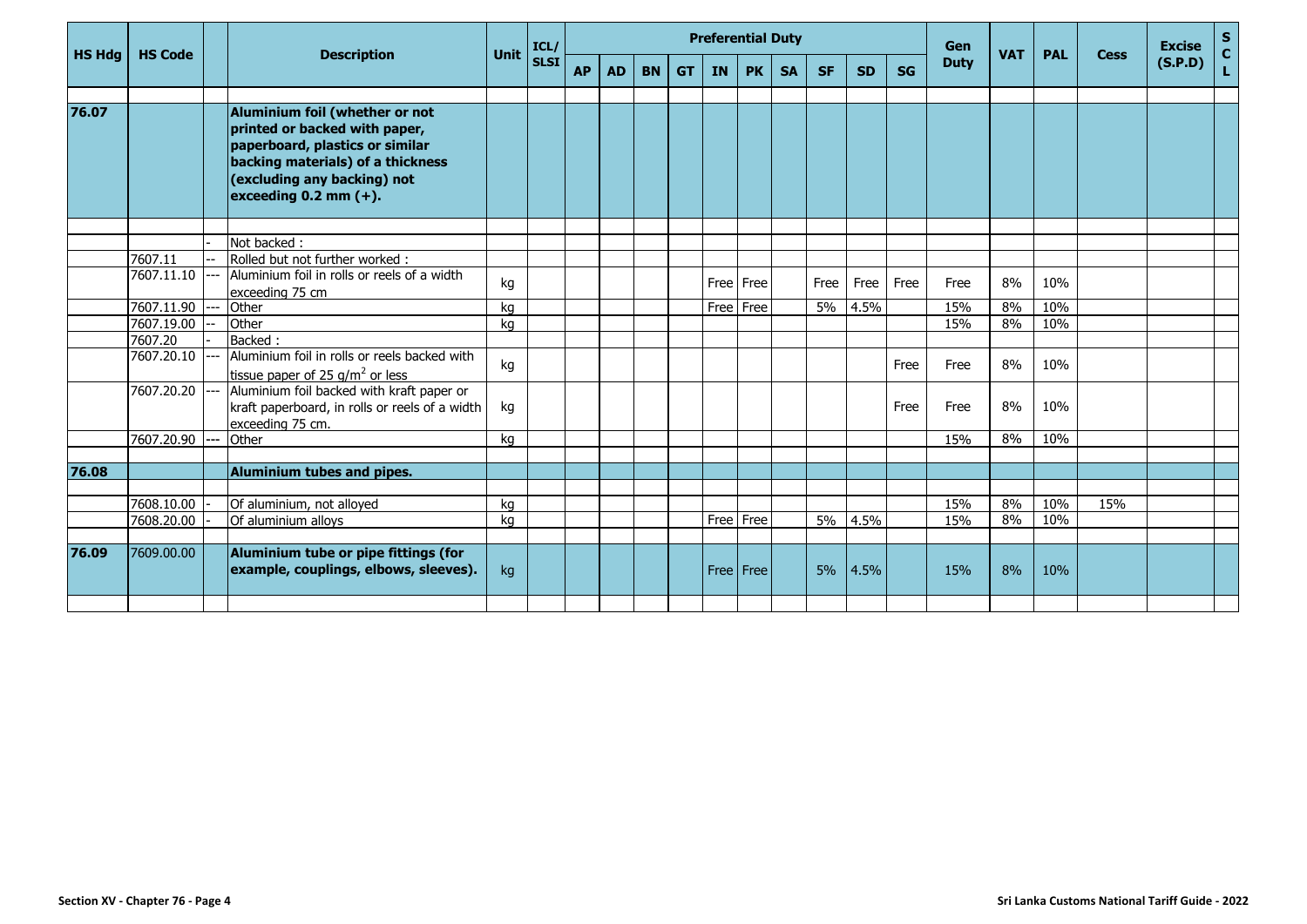| HS Hdg | HS Code | | Description | Unit | ICL/ SLSI | Preferential Duty | | | | | | | | | | Gen Duty | VAT | PAL | Cess | Excise (S.P.D) | S C L |
|---|---|---|---|---|---|---|---|---|---|---|---|---|---|---|---|---|---|---|---|---|---|
| | | | | | | AP | AD | BN | GT | IN | PK | SA | SF | SD | SG | | | | | | |
| 76.07 | | | **Aluminium foil (whether or not printed or backed with paper, paperboard, plastics or similar backing materials) of a thickness (excluding any backing) not exceeding 0.2 mm (+).** | | | | | | | | | | | | | | | | | | |
| | | - | Not backed : | | | | | | | | | | | | | | | | | | |
| | 7607.11 | -- | Rolled but not further worked : | | | | | | | | | | | | | | | | | | |
| | 7607.11.10 | --- | Aluminium foil in rolls or reels of a width exceeding 75 cm | kg | | | | | | Free | Free | | Free | Free | Free | Free | 8% | 10% | | | |
| | 7607.11.90 | --- | Other | kg | | | | | | Free | Free | | 5% | 4.5% | | 15% | 8% | 10% | | | |
| | 7607.19.00 | -- | Other | kg | | | | | | | | | | | | 15% | 8% | 10% | | | |
| | 7607.20 | - | Backed : | | | | | | | | | | | | | | | | | | |
| | 7607.20.10 | --- | Aluminium foil in rolls or reels backed with tissue paper of 25 $g/m^2$ or less | kg | | | | | | | | | | | Free | Free | 8% | 10% | | | |
| | 7607.20.20 | --- | Aluminium foil backed with kraft paper or kraft paperboard, in rolls or reels of a width exceeding 75 cm. | kg | | | | | | | | | | | Free | Free | 8% | 10% | | | |
| | 7607.20.90 | --- | Other | kg | | | | | | | | | | | | 15% | 8% | 10% | | | |
| 76.08 | | | **Aluminium tubes and pipes.** | | | | | | | | | | | | | | | | | | |
| | 7608.10.00 | - | Of aluminium, not alloyed | kg | | | | | | | | | | | | 15% | 8% | 10% | 15% | | |
| | 7608.20.00 | - | Of aluminium alloys | kg | | | | | | Free | Free | | 5% | 4.5% | | 15% | 8% | 10% | | | |
| 76.09 | 7609.00.00 | | **Aluminium tube or pipe fittings (for example, couplings, elbows, sleeves).** | kg | | | | | | Free | Free | | 5% | 4.5% | | 15% | 8% | 10% | | | |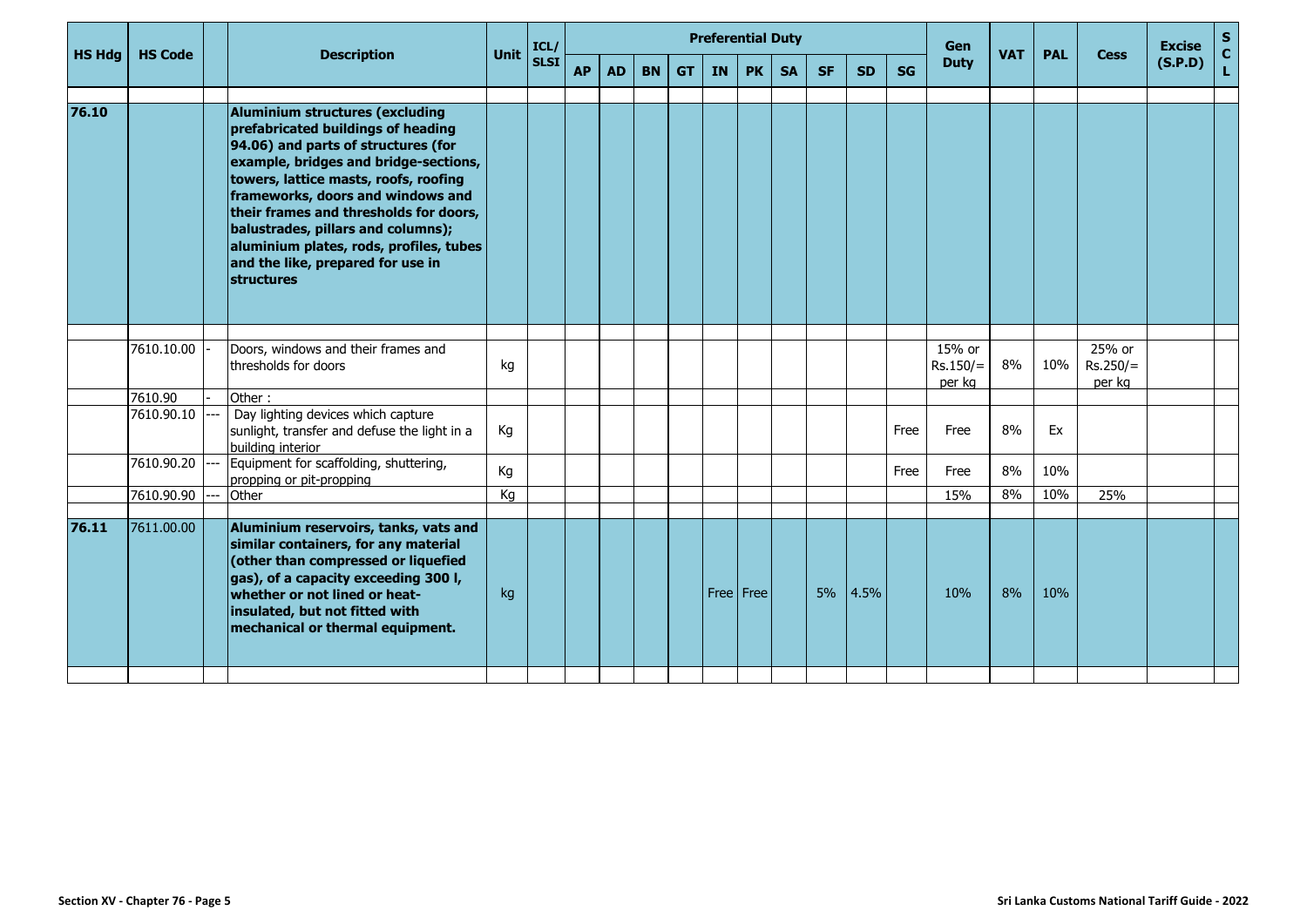| HS Hdg | HS Code | | Description | Unit | ICL/ SLSI | Preferential Duty | | | | | | | | | | Gen Duty | VAT | PAL | Cess | Excise (S.P.D) | SCL |
|---|---|---|---|---|---|---|---|---|---|---|---|---|---|---|---|---|---|---|---|---|---|
| | | | | | | AP | AD | BN | GT | IN | PK | SA | SF | SD | SG | | | | | | |
| **76.10** | | | **Aluminium structures (excluding prefabricated buildings of heading 94.06) and parts of structures (for example, bridges and bridge-sections, towers, lattice masts, roofs, roofing frameworks, doors and windows and their frames and thresholds for doors, balustrades, pillars and columns); aluminium plates, rods, profiles, tubes and the like, prepared for use in structures** | | | | | | | | | | | | | | | | | | |
| | 7610.10.00 | - | Doors, windows and their frames and thresholds for doors | kg | | | | | | | | | | | | 15% or Rs.150/= per kg | 8% | 10% | 25% or Rs.250/= per kg | | |
| | 7610.90 | - | Other : | | | | | | | | | | | | | | | | | | |
| | 7610.90.10 | --- | Day lighting devices which capture sunlight, transfer and defuse the light in a building interior | Kg | | | | | | | | | | | Free | Free | 8% | Ex | | | |
| | 7610.90.20 | --- | Equipment for scaffolding, shuttering, propping or pit-propping | Kg | | | | | | | | | | | Free | Free | 8% | 10% | | | |
| | 7610.90.90 | --- | Other | Kg | | | | | | | | | | | | 15% | 8% | 10% | 25% | | |
| **76.11** | 7611.00.00 | | **Aluminium reservoirs, tanks, vats and similar containers, for any material (other than compressed or liquefied gas), of a capacity exceeding 300 l, whether or not lined or heat-insulated, but not fitted with mechanical or thermal equipment.** | kg | | | | | | Free | Free | | 5% | 4.5% | | 10% | 8% | 10% | | | |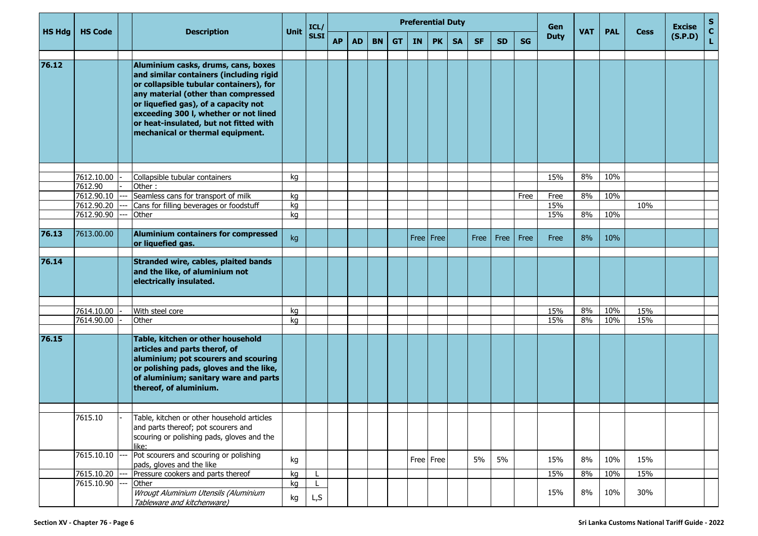| HS Hdg | HS Code | | Description | Unit | ICL/ SLSI | Preferential Duty | | | | | | | | | | Gen Duty | VAT | PAL | Cess | Excise (S.P.D) | S C L |
|---|---|---|---|---|---|---|---|---|---|---|---|---|---|---|---|---|---|---|---|---|---|
| | | | | | | AP | AD | BN | GT | IN | PK | SA | SF | SD | SG | | | | | | |
| **76.12** | | | **Aluminium casks, drums, cans, boxes and similar containers (including rigid or collapsible tubular containers), for any material (other than compressed or liquefied gas), of a capacity not exceeding 300 l, whether or not lined or heat-insulated, but not fitted with mechanical or thermal equipment.** | | | | | | | | | | | | | | | | | | |
| | 7612.10.00 | - | Collapsible tubular containers | kg | | | | | | | | | | | | 15% | 8% | 10% | | | |
| | 7612.90 | - | Other : | | | | | | | | | | | | | | | | | | |
| | 7612.90.10 | --- | Seamless cans for transport of milk | kg | | | | | | | | | | | Free | Free | 8% | 10% | | | |
| | 7612.90.20 | --- | Cans for filling beverages or foodstuff | kg | | | | | | | | | | | | 15% | | | 10% | | |
| | 7612.90.90 | --- | Other | kg | | | | | | | | | | | | 15% | 8% | 10% | | | |
| **76.13** | 7613.00.00 | | **Aluminium containers for compressed or liquefied gas.** | kg | | | | | | Free | Free | | Free | Free | Free | Free | 8% | 10% | | | |
| **76.14** | | | **Stranded wire, cables, plaited bands and the like, of aluminium not electrically insulated.** | | | | | | | | | | | | | | | | | | |
| | 7614.10.00 | - | With steel core | kg | | | | | | | | | | | | 15% | 8% | 10% | 15% | | |
| | 7614.90.00 | - | Other | kg | | | | | | | | | | | | 15% | 8% | 10% | 15% | | |
| **76.15** | | | **Table, kitchen or other household articles and parts therof, of aluminium; pot scourers and scouring or polishing pads, gloves and the like, of aluminium; sanitary ware and parts thereof, of aluminium.** | | | | | | | | | | | | | | | | | | |
| | 7615.10 | - | Table, kitchen or other household articles and parts thereof; pot scourers and scouring or polishing pads, gloves and the like: | | | | | | | | | | | | | | | | | | |
| | 7615.10.10 | --- | Pot scourers and scouring or polishing pads, gloves and the like | kg | | | | | | Free | Free | | 5% | 5% | | 15% | 8% | 10% | 15% | | |
| | 7615.10.20 | --- | Pressure cookers and parts thereof | kg | L | | | | | | | | | | | 15% | 8% | 10% | 15% | | |
| | 7615.10.90 | --- | Other | kg | L | | | | | | | | | | | | | | | | |
| | | | *Wrougt Aluminium Utensils (Aluminium Tableware and kitchenware)* | kg | L,S | | | | | | | | | | | 15% | 8% | 10% | 30% | | |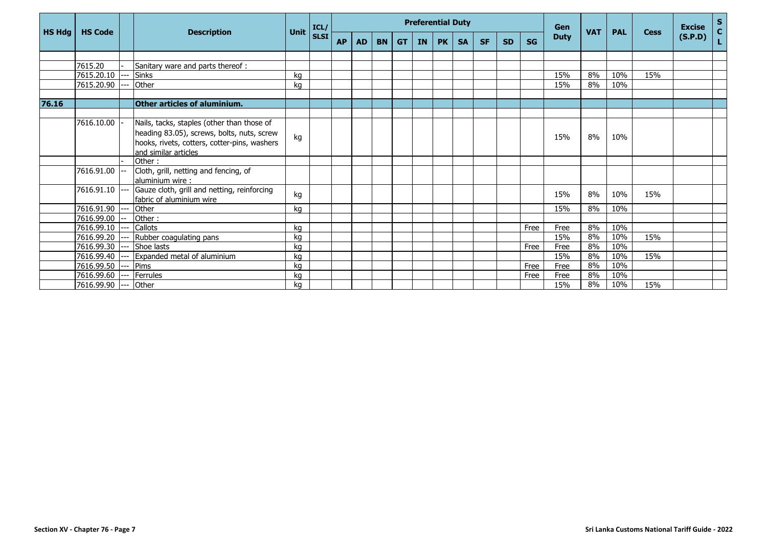| HS Hdg | HS Code | | Description | Unit | ICL/ SLSI | Preferential Duty | | | | | | | | | | Gen Duty | VAT | PAL | Cess | Excise (S.P.D) | SCL |
|---|---|---|---|---|---|---|---|---|---|---|---|---|---|---|---|---|---|---|---|---|---|
| | | | | | | AP | AD | BN | GT | IN | PK | SA | SF | SD | SG | | | | | | |
| | 7615.20 | - | Sanitary ware and parts thereof : | | | | | | | | | | | | | | | | | | |
| | 7615.20.10 | --- | Sinks | kg | | | | | | | | | | | | 15% | 8% | 10% | 15% | | |
| | 7615.20.90 | --- | Other | kg | | | | | | | | | | | | 15% | 8% | 10% | | | |
| **76.16** | | | **Other articles of aluminium.** | | | | | | | | | | | | | | | | | | |
| | 7616.10.00 | - | Nails, tacks, staples (other than those of heading 83.05), screws, bolts, nuts, screw hooks, rivets, cotters, cotter-pins, washers and similar articles | kg | | | | | | | | | | | | 15% | 8% | 10% | | | |
| | | - | Other : | | | | | | | | | | | | | | | | | | |
| | 7616.91.00 | -- | Cloth, grill, netting and fencing, of aluminium wire : | | | | | | | | | | | | | | | | | | |
| | 7616.91.10 | --- | Gauze cloth, grill and netting, reinforcing fabric of aluminium wire | kg | | | | | | | | | | | | 15% | 8% | 10% | 15% | | |
| | 7616.91.90 | --- | Other | kg | | | | | | | | | | | | 15% | 8% | 10% | | | |
| | 7616.99.00 | -- | Other : | | | | | | | | | | | | | | | | | | |
| | 7616.99.10 | --- | Callots | kg | | | | | | | | | | | Free | Free | 8% | 10% | | | |
| | 7616.99.20 | --- | Rubber coagulating pans | kg | | | | | | | | | | | | 15% | 8% | 10% | 15% | | |
| | 7616.99.30 | --- | Shoe lasts | kg | | | | | | | | | | | Free | Free | 8% | 10% | | | |
| | 7616.99.40 | --- | Expanded metal of aluminium | kg | | | | | | | | | | | | 15% | 8% | 10% | 15% | | |
| | 7616.99.50 | --- | Pims | kg | | | | | | | | | | | Free | Free | 8% | 10% | | | |
| | 7616.99.60 | --- | Ferrules | kg | | | | | | | | | | | Free | Free | 8% | 10% | | | |
| | 7616.99.90 | --- | Other | kg | | | | | | | | | | | | 15% | 8% | 10% | 15% | | |